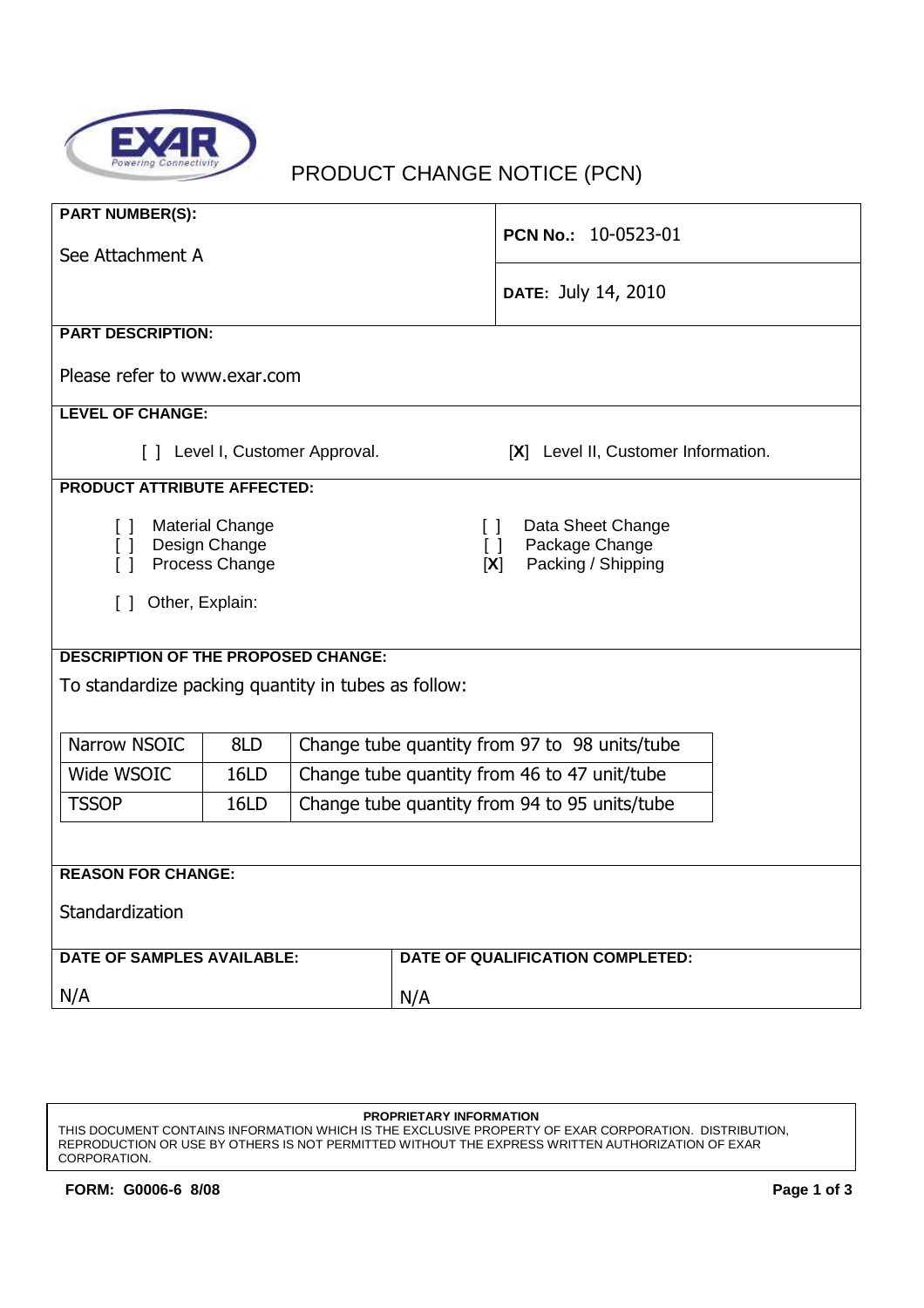EXAR
Powering Connectivity

# PRODUCT CHANGE NOTICE (PCN)

**PART NUMBER(S):**

See Attachment A

**PCN No.:** 10-0523-01

**DATE:** July 14, 2010

**PART DESCRIPTION:**

Please refer to www.exar.com

**LEVEL OF CHANGE:**

[ ] Level I, Customer Approval.    [X] Level II, Customer Information.

**PRODUCT ATTRIBUTE AFFECTED:**

[ ] Material Change
[ ] Design Change
[ ] Process Change
[ ] Data Sheet Change
[ ] Package Change
[X] Packing / Shipping

[ ] Other, Explain:

**DESCRIPTION OF THE PROPOSED CHANGE:**

To standardize packing quantity in tubes as follow:

| Narrow NSOIC | 8LD | Change tube quantity from 97 to 98 units/tube |
|---|---|---|
| Wide WSOIC | 16LD | Change tube quantity from 46 to 47 unit/tube |
| TSSOP | 16LD | Change tube quantity from 94 to 95 units/tube |

**REASON FOR CHANGE:**

Standardization

**DATE OF SAMPLES AVAILABLE:**

N/A

**DATE OF QUALIFICATION COMPLETED:**

N/A

**PROPRIETARY INFORMATION**
THIS DOCUMENT CONTAINS INFORMATION WHICH IS THE EXCLUSIVE PROPERTY OF EXAR CORPORATION. DISTRIBUTION, REPRODUCTION OR USE BY OTHERS IS NOT PERMITTED WITHOUT THE EXPRESS WRITTEN AUTHORIZATION OF EXAR CORPORATION.

**FORM: G0006-6 8/08**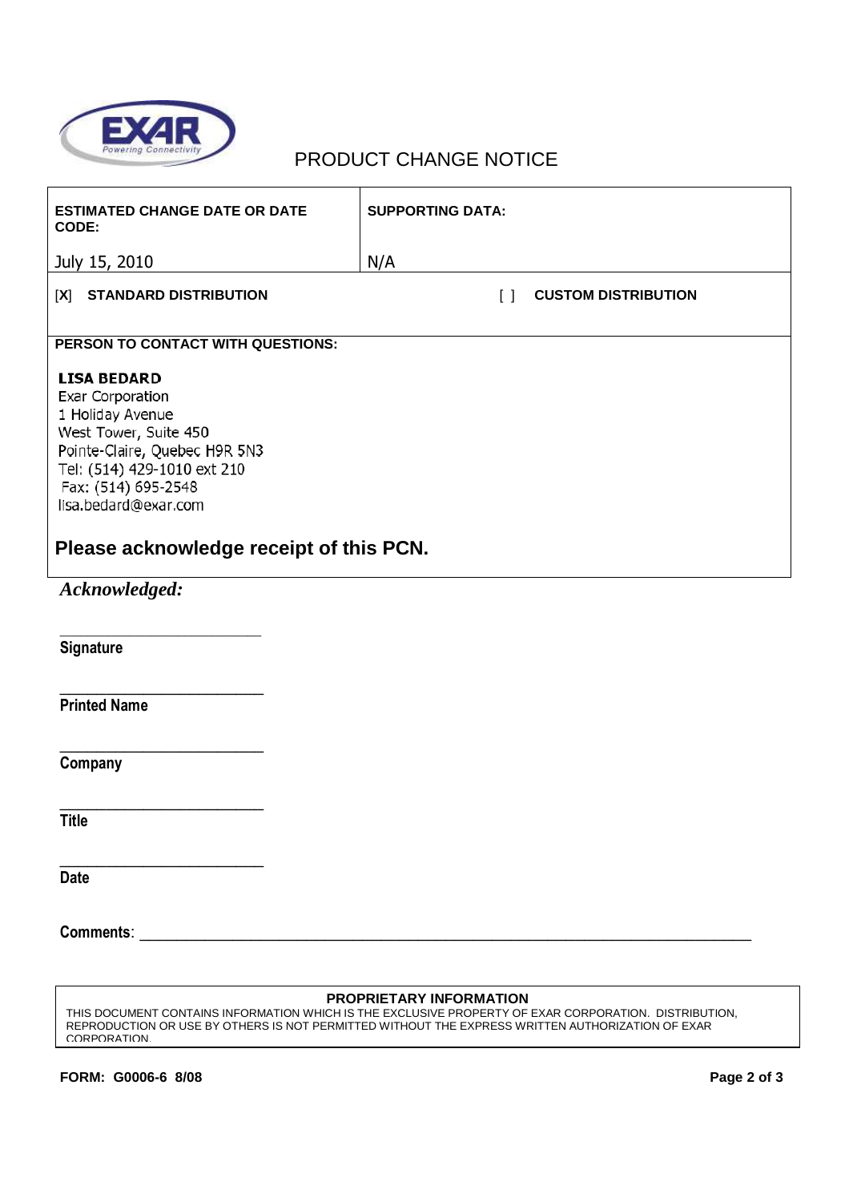# PRODUCT CHANGE NOTICE

| ESTIMATED CHANGE DATE OR DATE CODE: | SUPPORTING DATA: |
|---|---|
| July 15, 2010 | N/A |

[X] **STANDARD DISTRIBUTION** [ ] **CUSTOM DISTRIBUTION**

**PERSON TO CONTACT WITH QUESTIONS:**

**LISA BEDARD**
Exar Corporation
1 Holiday Avenue
West Tower, Suite 450
Pointe-Claire, Quebec H9R 5N3
Tel: (514) 429-1010 ext 210
Fax: (514) 695-2548
lisa.bedard@exar.com

## Please acknowledge receipt of this PCN.

***Acknowledged:***

___________________________
**Signature**

___________________________
**Printed Name**

___________________________
**Company**

___________________________
**Title**

___________________________
**Date**

**Comments**: ___________________________________________________________________________

**PROPRIETARY INFORMATION**
THIS DOCUMENT CONTAINS INFORMATION WHICH IS THE EXCLUSIVE PROPERTY OF EXAR CORPORATION. DISTRIBUTION, REPRODUCTION OR USE BY OTHERS IS NOT PERMITTED WITHOUT THE EXPRESS WRITTEN AUTHORIZATION OF EXAR CORPORATION.

**FORM: G0006-6 8/08**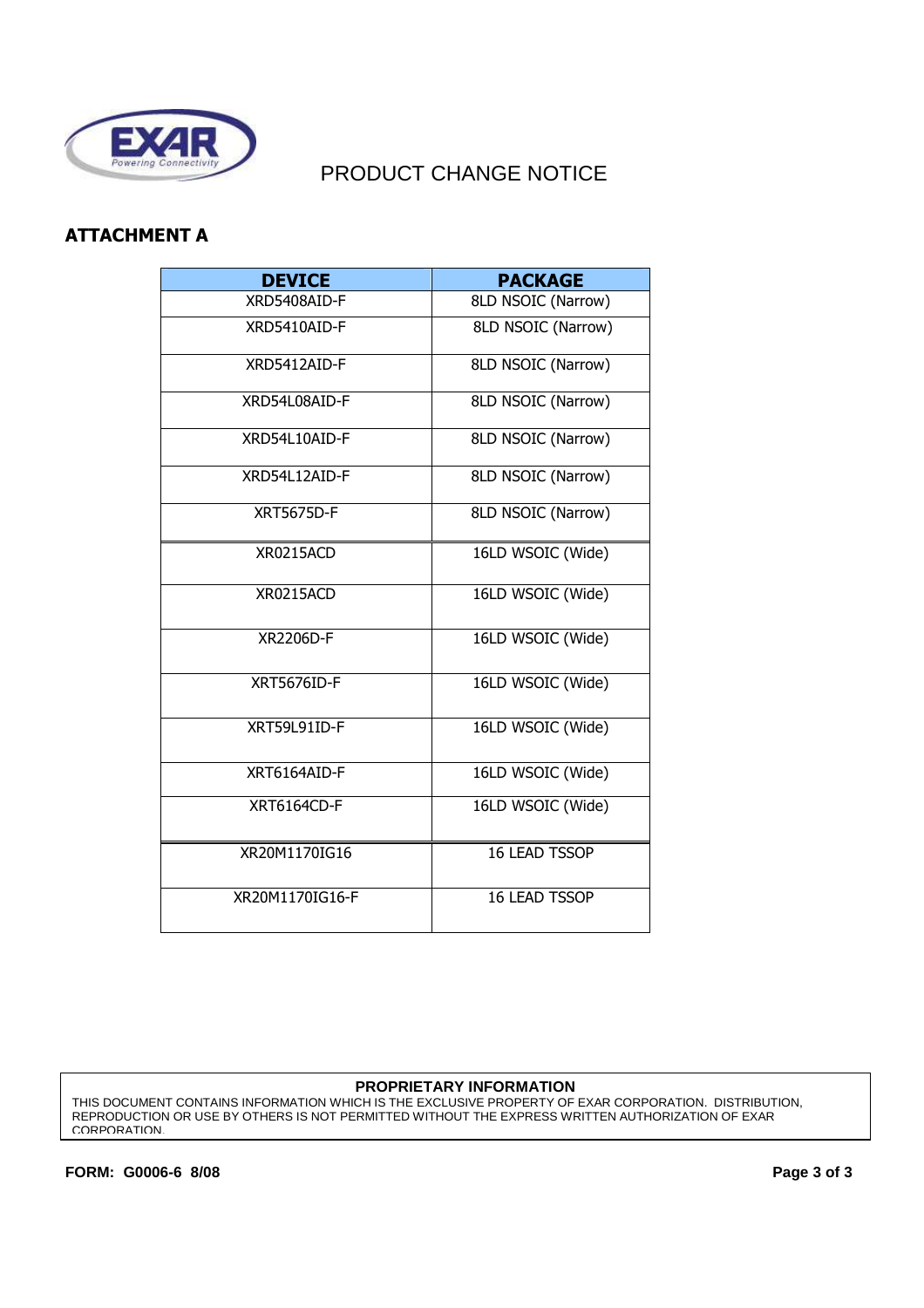PRODUCT CHANGE NOTICE

## ATTACHMENT A

| DEVICE | PACKAGE |
|---|---|
| XRD5408AID-F | 8LD NSOIC (Narrow) |
| XRD5410AID-F | 8LD NSOIC (Narrow) |
| XRD5412AID-F | 8LD NSOIC (Narrow) |
| XRD54L08AID-F | 8LD NSOIC (Narrow) |
| XRD54L10AID-F | 8LD NSOIC (Narrow) |
| XRD54L12AID-F | 8LD NSOIC (Narrow) |
| XRT5675D-F | 8LD NSOIC (Narrow) |
| XR0215ACD | 16LD WSOIC (Wide) |
| XR0215ACD | 16LD WSOIC (Wide) |
| XR2206D-F | 16LD WSOIC (Wide) |
| XRT5676ID-F | 16LD WSOIC (Wide) |
| XRT59L91ID-F | 16LD WSOIC (Wide) |
| XRT6164AID-F | 16LD WSOIC (Wide) |
| XRT6164CD-F | 16LD WSOIC (Wide) |
| XR20M1170IG16 | 16 LEAD TSSOP |
| XR20M1170IG16-F | 16 LEAD TSSOP |

**PROPRIETARY INFORMATION**

THIS DOCUMENT CONTAINS INFORMATION WHICH IS THE EXCLUSIVE PROPERTY OF EXAR CORPORATION. DISTRIBUTION, REPRODUCTION OR USE BY OTHERS IS NOT PERMITTED WITHOUT THE EXPRESS WRITTEN AUTHORIZATION OF EXAR CORPORATION.

**FORM: G0006-6 8/08**